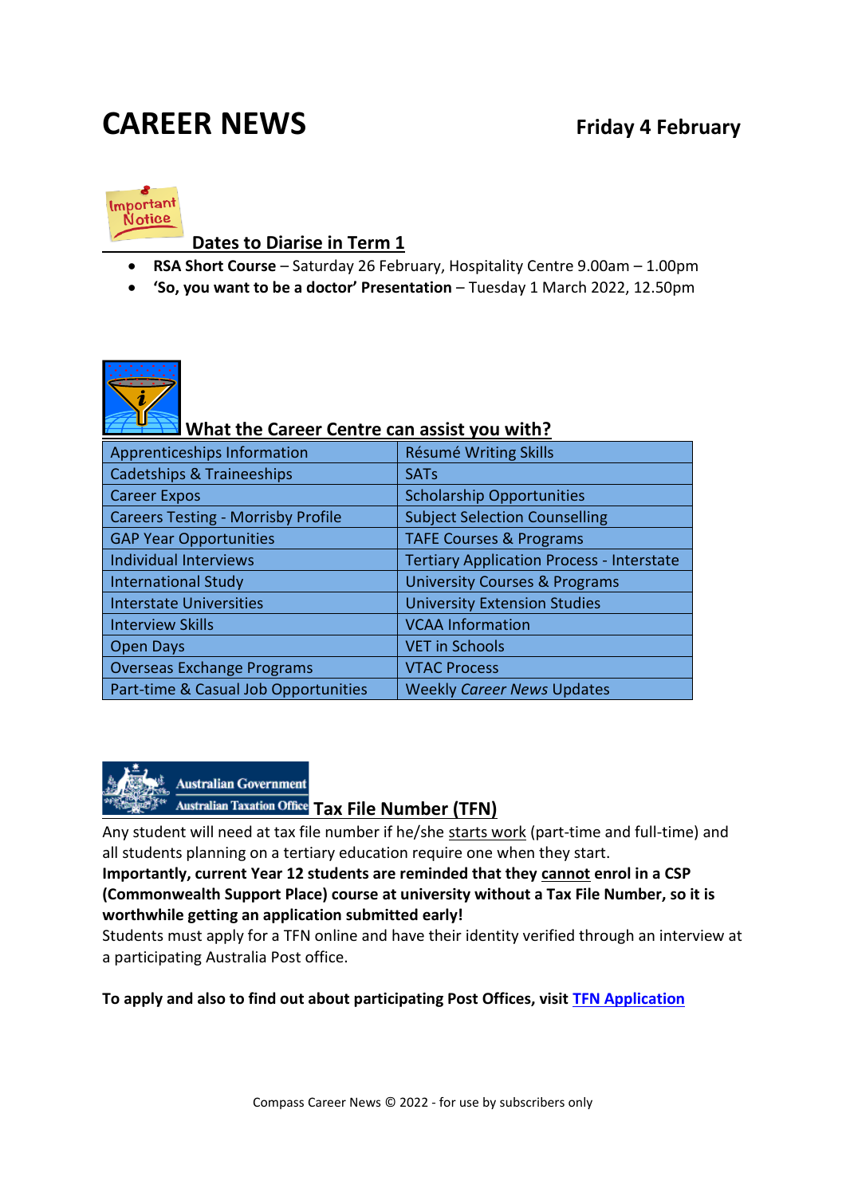# CAREER NEWS

**Friday 4 February**

## Dates to Diarise in Term 1

- **RSA Short Course** – Saturday 26 February, Hospitality Centre 9.00am – 1.00pm
- **'So, you want to be a doctor' Presentation** – Tuesday 1 March 2022, 12.50pm

## What the Career Centre can assist you with?

| | |
|---|---|
| Apprenticeships Information | Résumé Writing Skills |
| Cadetships & Traineeships | SATs |
| Career Expos | Scholarship Opportunities |
| Careers Testing - Morrisby Profile | Subject Selection Counselling |
| GAP Year Opportunities | TAFE Courses & Programs |
| Individual Interviews | Tertiary Application Process - Interstate |
| International Study | University Courses & Programs |
| Interstate Universities | University Extension Studies |
| Interview Skills | VCAA Information |
| Open Days | VET in Schools |
| Overseas Exchange Programs | VTAC Process |
| Part-time & Casual Job Opportunities | Weekly *Career News* Updates |

## Tax File Number (TFN)

Any student will need at tax file number if he/she starts work (part-time and full-time) and all students planning on a tertiary education require one when they start.

**Importantly, current Year 12 students are reminded that they cannot enrol in a CSP (Commonwealth Support Place) course at university without a Tax File Number, so it is worthwhile getting an application submitted early!**

Students must apply for a TFN online and have their identity verified through an interview at a participating Australia Post office.

**To apply and also to find out about participating Post Offices, visit TFN Application**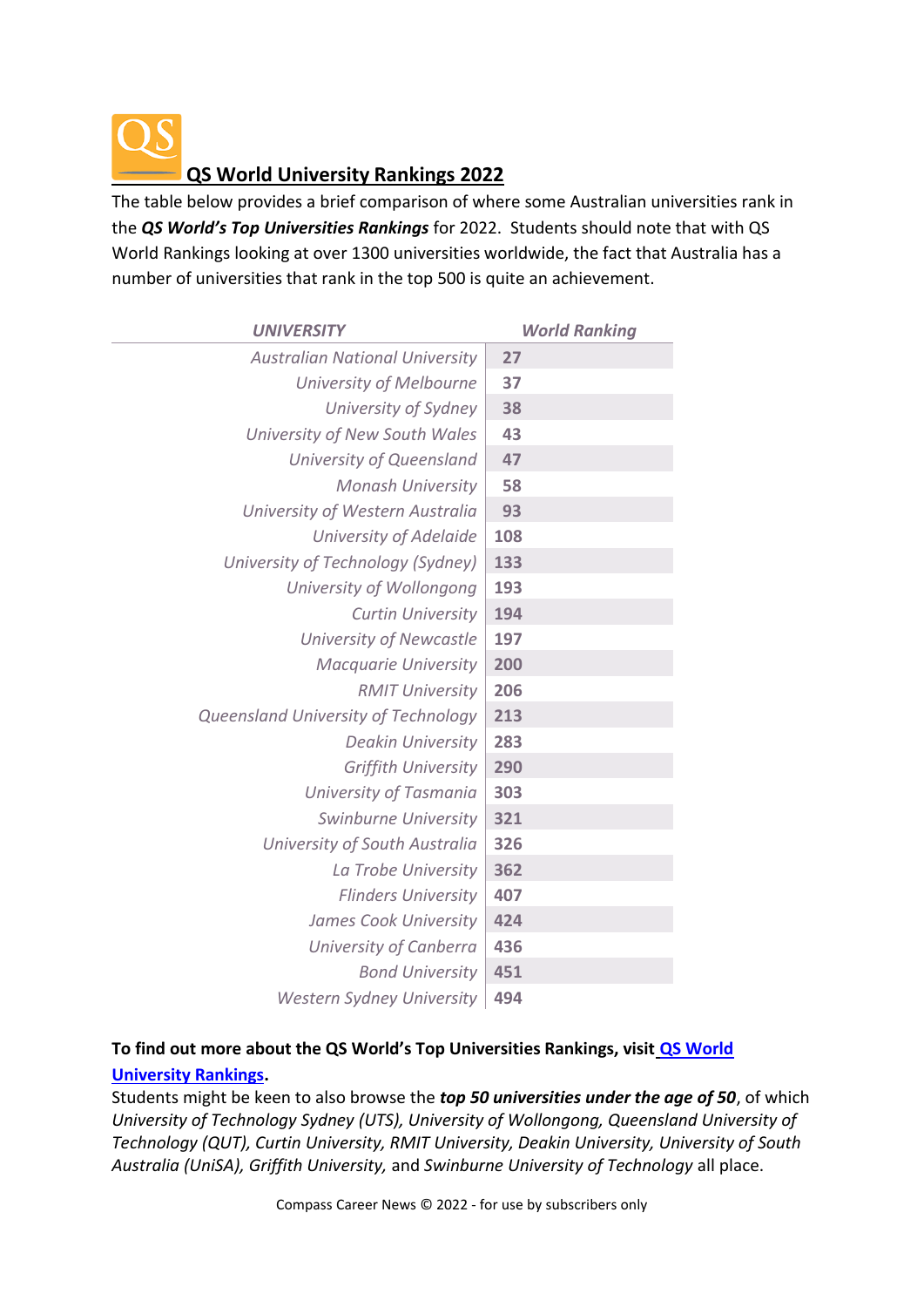## QS World University Rankings 2022

The table below provides a brief comparison of where some Australian universities rank in the ***QS World's Top Universities Rankings*** for 2022. Students should note that with QS World Rankings looking at over 1300 universities worldwide, the fact that Australia has a number of universities that rank in the top 500 is quite an achievement.

| *UNIVERSITY* | *World Ranking* |
|---|---|
| *Australian National University* | **27** |
| *University of Melbourne* | **37** |
| *University of Sydney* | **38** |
| *University of New South Wales* | **43** |
| *University of Queensland* | **47** |
| *Monash University* | **58** |
| *University of Western Australia* | **93** |
| *University of Adelaide* | **108** |
| *University of Technology (Sydney)* | **133** |
| *University of Wollongong* | **193** |
| *Curtin University* | **194** |
| *University of Newcastle* | **197** |
| *Macquarie University* | **200** |
| *RMIT University* | **206** |
| *Queensland University of Technology* | **213** |
| *Deakin University* | **283** |
| *Griffith University* | **290** |
| *University of Tasmania* | **303** |
| *Swinburne University* | **321** |
| *University of South Australia* | **326** |
| *La Trobe University* | **362** |
| *Flinders University* | **407** |
| *James Cook University* | **424** |
| *University of Canberra* | **436** |
| *Bond University* | **451** |
| *Western Sydney University* | **494** |

**To find out more about the QS World's Top Universities Rankings, visit [QS World University Rankings](QS World University Rankings).**

Students might be keen to also browse the ***top 50 universities under the age of 50***, of which *University of Technology Sydney (UTS), University of Wollongong, Queensland University of Technology (QUT), Curtin University, RMIT University, Deakin University, University of South Australia (UniSA), Griffith University,* and *Swinburne University of Technology* all place.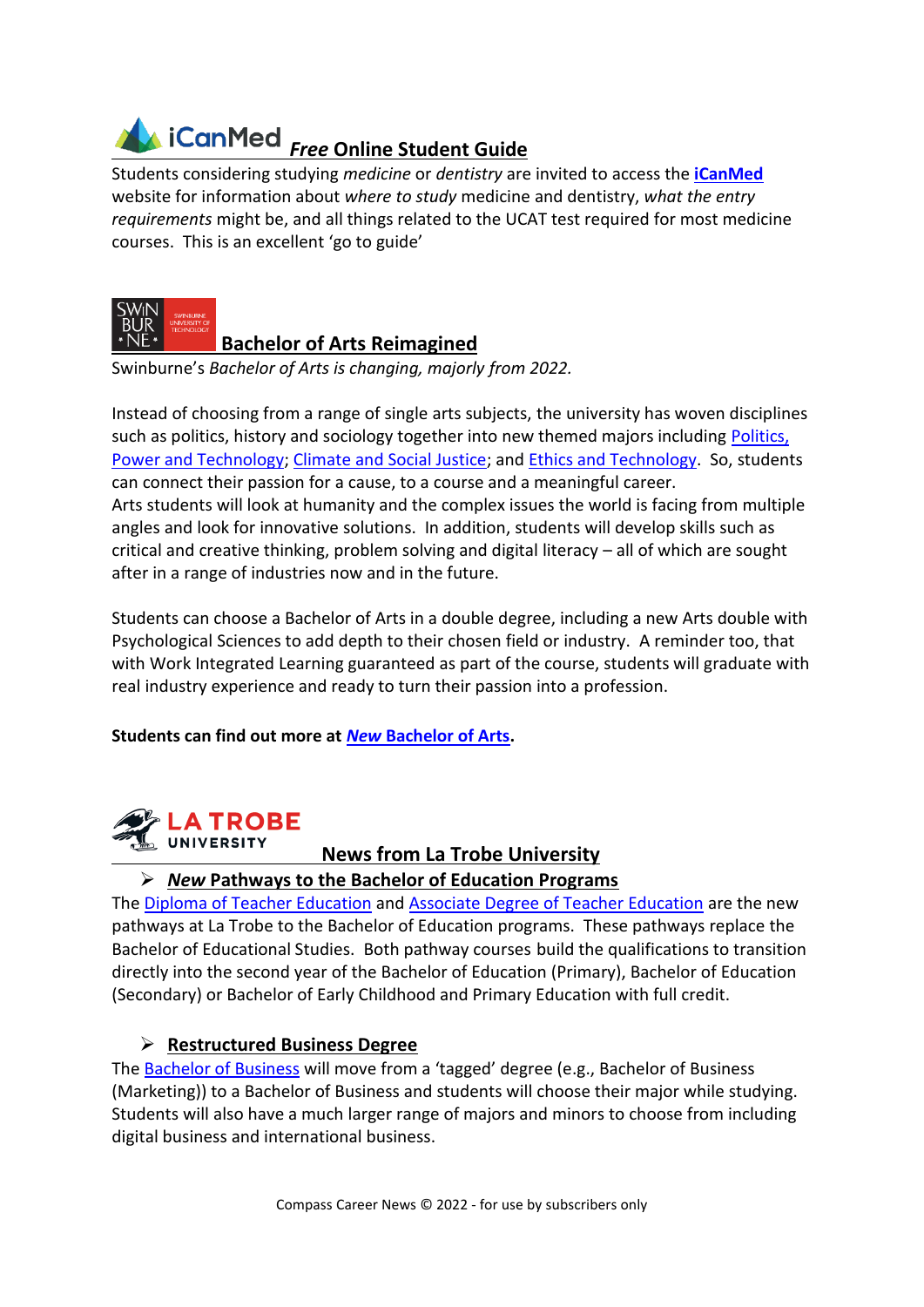## iCanMed *Free* Online Student Guide

Students considering studying *medicine* or *dentistry* are invited to access the **iCanMed** website for information about *where to study* medicine and dentistry, *what the entry requirements* might be, and all things related to the UCAT test required for most medicine courses. This is an excellent 'go to guide'

## Bachelor of Arts Reimagined

Swinburne's *Bachelor of Arts is changing, majorly from 2022.*

Instead of choosing from a range of single arts subjects, the university has woven disciplines such as politics, history and sociology together into new themed majors including Politics, Power and Technology; Climate and Social Justice; and Ethics and Technology. So, students can connect their passion for a cause, to a course and a meaningful career.
Arts students will look at humanity and the complex issues the world is facing from multiple angles and look for innovative solutions. In addition, students will develop skills such as critical and creative thinking, problem solving and digital literacy – all of which are sought after in a range of industries now and in the future.

Students can choose a Bachelor of Arts in a double degree, including a new Arts double with Psychological Sciences to add depth to their chosen field or industry. A reminder too, that with Work Integrated Learning guaranteed as part of the course, students will graduate with real industry experience and ready to turn their passion into a profession.

**Students can find out more at *New* Bachelor of Arts.**

## News from La Trobe University

- ***New* Pathways to the Bachelor of Education Programs**

The Diploma of Teacher Education and Associate Degree of Teacher Education are the new pathways at La Trobe to the Bachelor of Education programs. These pathways replace the Bachelor of Educational Studies. Both pathway courses build the qualifications to transition directly into the second year of the Bachelor of Education (Primary), Bachelor of Education (Secondary) or Bachelor of Early Childhood and Primary Education with full credit.

- **Restructured Business Degree**

The Bachelor of Business will move from a 'tagged' degree (e.g., Bachelor of Business (Marketing)) to a Bachelor of Business and students will choose their major while studying. Students will also have a much larger range of majors and minors to choose from including digital business and international business.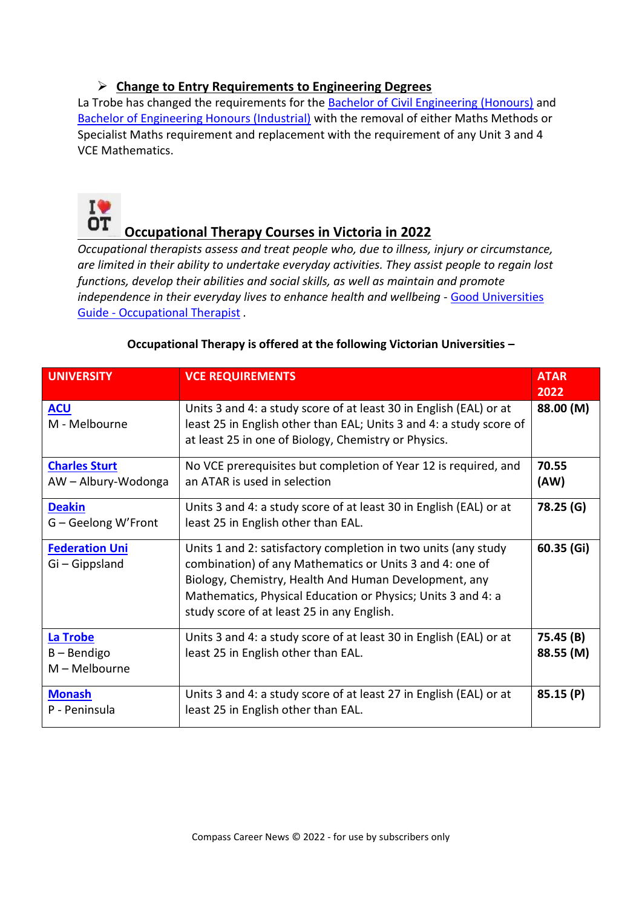- **Change to Entry Requirements to Engineering Degrees**

La Trobe has changed the requirements for the Bachelor of Civil Engineering (Honours) and Bachelor of Engineering Honours (Industrial) with the removal of either Maths Methods or Specialist Maths requirement and replacement with the requirement of any Unit 3 and 4 VCE Mathematics.

## Occupational Therapy Courses in Victoria in 2022

*Occupational therapists assess and treat people who, due to illness, injury or circumstance, are limited in their ability to undertake everyday activities. They assist people to regain lost functions, develop their abilities and social skills, as well as maintain and promote independence in their everyday lives to enhance health and wellbeing -* Good Universities Guide - Occupational Therapist .

**Occupational Therapy is offered at the following Victorian Universities –**

| UNIVERSITY | VCE REQUIREMENTS | ATAR 2022 |
|---|---|---|
| **ACU**<br>M - Melbourne | Units 3 and 4: a study score of at least 30 in English (EAL) or at least 25 in English other than EAL; Units 3 and 4: a study score of at least 25 in one of Biology, Chemistry or Physics. | **88.00 (M)** |
| **Charles Sturt**<br>AW – Albury-Wodonga | No VCE prerequisites but completion of Year 12 is required, and an ATAR is used in selection | **70.55 (AW)** |
| **Deakin**<br>G – Geelong W'Front | Units 3 and 4: a study score of at least 30 in English (EAL) or at least 25 in English other than EAL. | **78.25 (G)** |
| **Federation Uni**<br>Gi – Gippsland | Units 1 and 2: satisfactory completion in two units (any study combination) of any Mathematics or Units 3 and 4: one of Biology, Chemistry, Health And Human Development, any Mathematics, Physical Education or Physics; Units 3 and 4: a study score of at least 25 in any English. | **60.35 (Gi)** |
| **La Trobe**<br>B – Bendigo<br>M – Melbourne | Units 3 and 4: a study score of at least 30 in English (EAL) or at least 25 in English other than EAL. | **75.45 (B)**<br>**88.55 (M)** |
| **Monash**<br>P - Peninsula | Units 3 and 4: a study score of at least 27 in English (EAL) or at least 25 in English other than EAL. | **85.15 (P)** |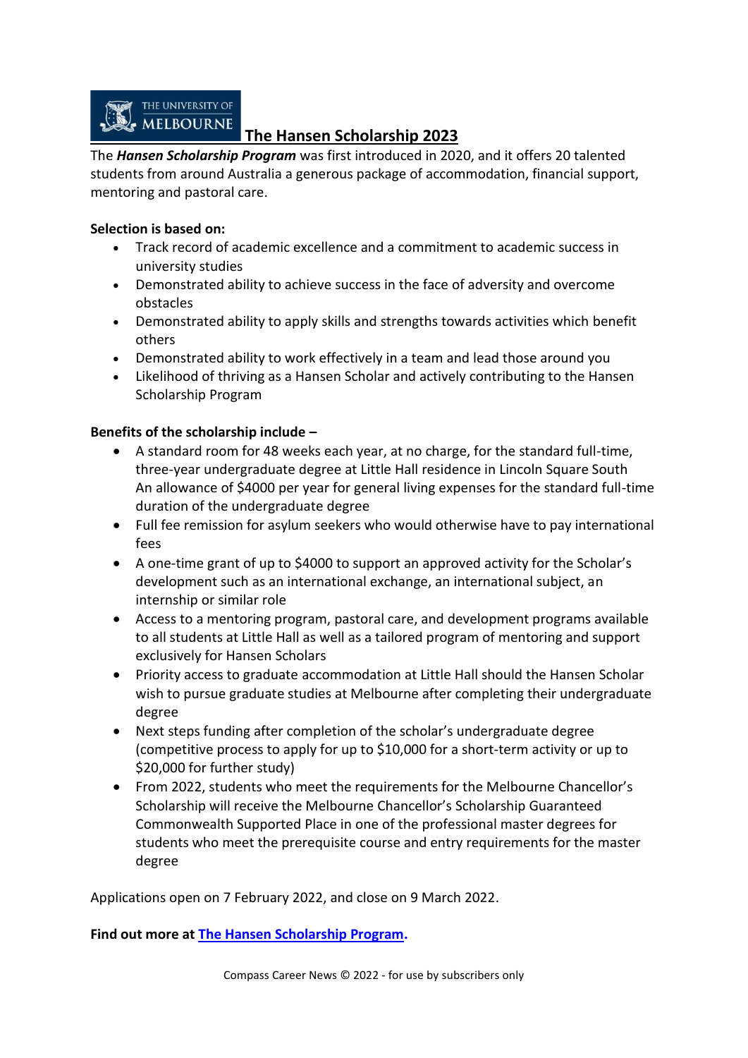## The Hansen Scholarship 2023

The ***Hansen Scholarship Program*** was first introduced in 2020, and it offers 20 talented students from around Australia a generous package of accommodation, financial support, mentoring and pastoral care.

**Selection is based on:**

- Track record of academic excellence and a commitment to academic success in university studies
- Demonstrated ability to achieve success in the face of adversity and overcome obstacles
- Demonstrated ability to apply skills and strengths towards activities which benefit others
- Demonstrated ability to work effectively in a team and lead those around you
- Likelihood of thriving as a Hansen Scholar and actively contributing to the Hansen Scholarship Program

**Benefits of the scholarship include –**

- A standard room for 48 weeks each year, at no charge, for the standard full-time, three-year undergraduate degree at Little Hall residence in Lincoln Square South An allowance of $4000 per year for general living expenses for the standard full-time duration of the undergraduate degree
- Full fee remission for asylum seekers who would otherwise have to pay international fees
- A one-time grant of up to $4000 to support an approved activity for the Scholar's development such as an international exchange, an international subject, an internship or similar role
- Access to a mentoring program, pastoral care, and development programs available to all students at Little Hall as well as a tailored program of mentoring and support exclusively for Hansen Scholars
- Priority access to graduate accommodation at Little Hall should the Hansen Scholar wish to pursue graduate studies at Melbourne after completing their undergraduate degree
- Next steps funding after completion of the scholar's undergraduate degree (competitive process to apply for up to $10,000 for a short-term activity or up to $20,000 for further study)
- From 2022, students who meet the requirements for the Melbourne Chancellor's Scholarship will receive the Melbourne Chancellor's Scholarship Guaranteed Commonwealth Supported Place in one of the professional master degrees for students who meet the prerequisite course and entry requirements for the master degree

Applications open on 7 February 2022, and close on 9 March 2022.

**Find out more at [The Hansen Scholarship Program](#).**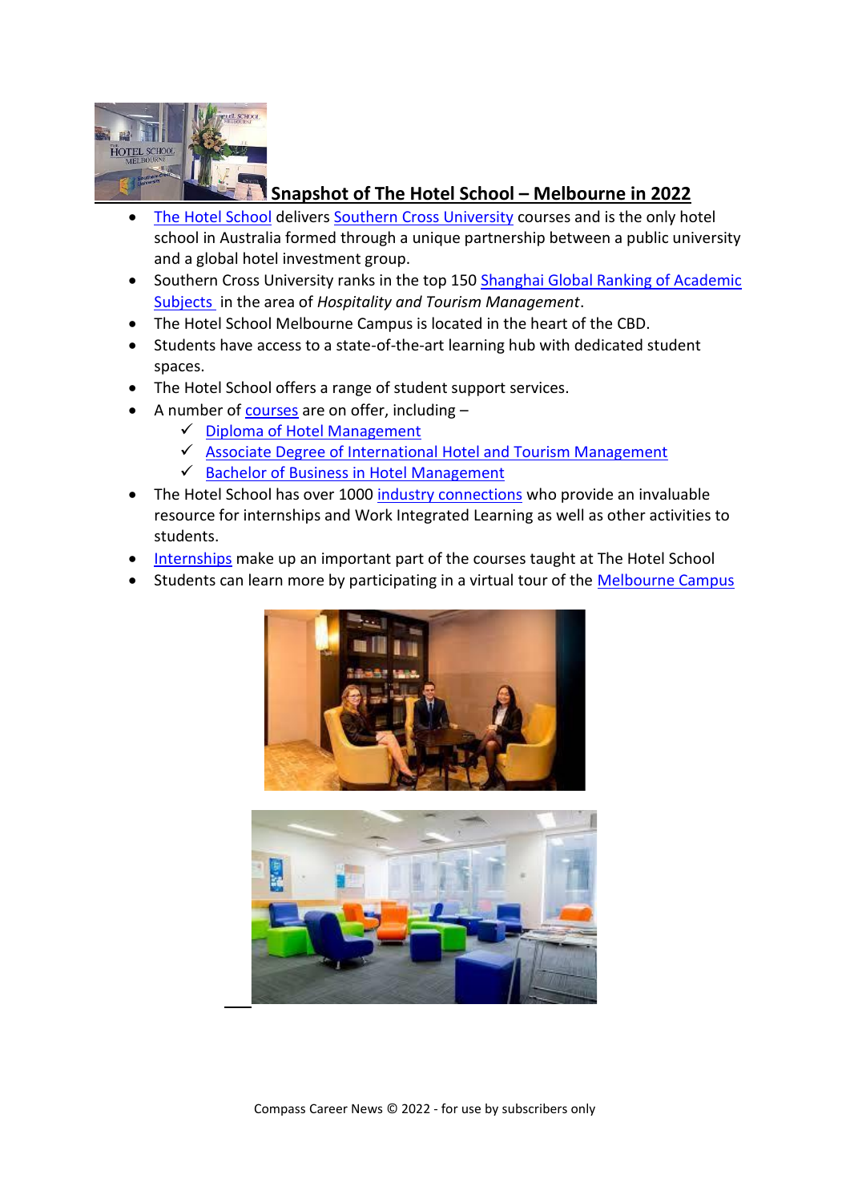## Snapshot of The Hotel School – Melbourne in 2022

- The Hotel School delivers Southern Cross University courses and is the only hotel school in Australia formed through a unique partnership between a public university and a global hotel investment group.
- Southern Cross University ranks in the top 150 Shanghai Global Ranking of Academic Subjects in the area of *Hospitality and Tourism Management*.
- The Hotel School Melbourne Campus is located in the heart of the CBD.
- Students have access to a state-of-the-art learning hub with dedicated student spaces.
- The Hotel School offers a range of student support services.
- A number of courses are on offer, including –
  - ✓ Diploma of Hotel Management
  - ✓ Associate Degree of International Hotel and Tourism Management
  - ✓ Bachelor of Business in Hotel Management
- The Hotel School has over 1000 industry connections who provide an invaluable resource for internships and Work Integrated Learning as well as other activities to students.
- Internships make up an important part of the courses taught at The Hotel School
- Students can learn more by participating in a virtual tour of the Melbourne Campus